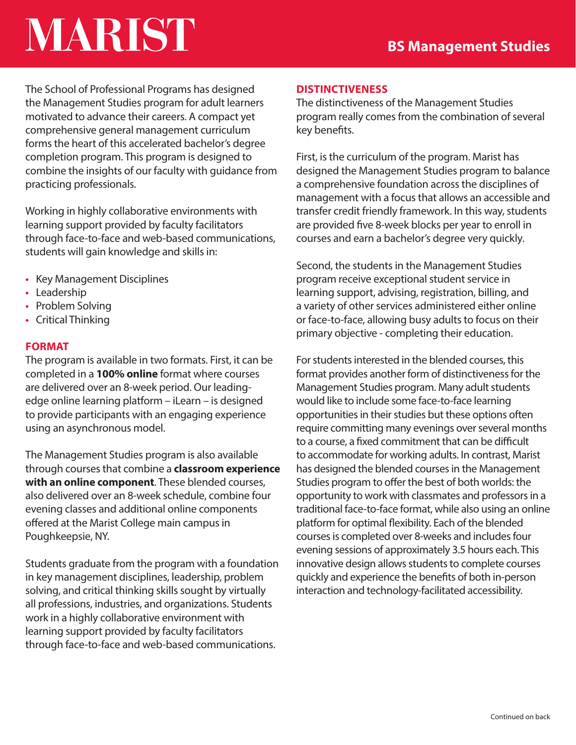# MARIST

## BS Management Studies

The School of Professional Programs has designed the Management Studies program for adult learners motivated to advance their careers. A compact yet comprehensive general management curriculum forms the heart of this accelerated bachelor's degree completion program. This program is designed to combine the insights of our faculty with guidance from practicing professionals.

Working in highly collaborative environments with learning support provided by faculty facilitators through face-to-face and web-based communications, students will gain knowledge and skills in:

- Key Management Disciplines
- Leadership
- Problem Solving
- Critical Thinking

### FORMAT

The program is available in two formats. First, it can be completed in a **100% online** format where courses are delivered over an 8-week period. Our leading-edge online learning platform – iLearn – is designed to provide participants with an engaging experience using an asynchronous model.

The Management Studies program is also available through courses that combine a **classroom experience with an online component**. These blended courses, also delivered over an 8-week schedule, combine four evening classes and additional online components offered at the Marist College main campus in Poughkeepsie, NY.

Students graduate from the program with a foundation in key management disciplines, leadership, problem solving, and critical thinking skills sought by virtually all professions, industries, and organizations. Students work in a highly collaborative environment with learning support provided by faculty facilitators through face-to-face and web-based communications.

### DISTINCTIVENESS

The distinctiveness of the Management Studies program really comes from the combination of several key benefits.

First, is the curriculum of the program. Marist has designed the Management Studies program to balance a comprehensive foundation across the disciplines of management with a focus that allows an accessible and transfer credit friendly framework. In this way, students are provided five 8-week blocks per year to enroll in courses and earn a bachelor's degree very quickly.

Second, the students in the Management Studies program receive exceptional student service in learning support, advising, registration, billing, and a variety of other services administered either online or face-to-face, allowing busy adults to focus on their primary objective - completing their education.

For students interested in the blended courses, this format provides another form of distinctiveness for the Management Studies program. Many adult students would like to include some face-to-face learning opportunities in their studies but these options often require committing many evenings over several months to a course, a fixed commitment that can be difficult to accommodate for working adults. In contrast, Marist has designed the blended courses in the Management Studies program to offer the best of both worlds: the opportunity to work with classmates and professors in a traditional face-to-face format, while also using an online platform for optimal flexibility. Each of the blended courses is completed over 8-weeks and includes four evening sessions of approximately 3.5 hours each. This innovative design allows students to complete courses quickly and experience the benefits of both in-person interaction and technology-facilitated accessibility.

Continued on back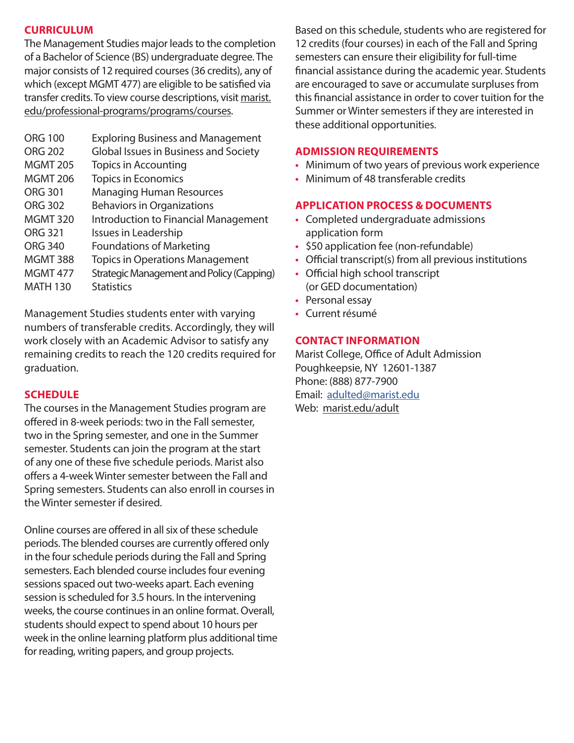## CURRICULUM

The Management Studies major leads to the completion of a Bachelor of Science (BS) undergraduate degree. The major consists of 12 required courses (36 credits), any of which (except MGMT 477) are eligible to be satisfied via transfer credits. To view course descriptions, visit marist.edu/professional-programs/programs/courses.

| | |
|---|---|
| ORG 100 | Exploring Business and Management |
| ORG 202 | Global Issues in Business and Society |
| MGMT 205 | Topics in Accounting |
| MGMT 206 | Topics in Economics |
| ORG 301 | Managing Human Resources |
| ORG 302 | Behaviors in Organizations |
| MGMT 320 | Introduction to Financial Management |
| ORG 321 | Issues in Leadership |
| ORG 340 | Foundations of Marketing |
| MGMT 388 | Topics in Operations Management |
| MGMT 477 | Strategic Management and Policy (Capping) |
| MATH 130 | Statistics |

Management Studies students enter with varying numbers of transferable credits. Accordingly, they will work closely with an Academic Advisor to satisfy any remaining credits to reach the 120 credits required for graduation.

## SCHEDULE

The courses in the Management Studies program are offered in 8-week periods: two in the Fall semester, two in the Spring semester, and one in the Summer semester. Students can join the program at the start of any one of these five schedule periods. Marist also offers a 4-week Winter semester between the Fall and Spring semesters. Students can also enroll in courses in the Winter semester if desired.

Online courses are offered in all six of these schedule periods. The blended courses are currently offered only in the four schedule periods during the Fall and Spring semesters. Each blended course includes four evening sessions spaced out two-weeks apart. Each evening session is scheduled for 3.5 hours. In the intervening weeks, the course continues in an online format. Overall, students should expect to spend about 10 hours per week in the online learning platform plus additional time for reading, writing papers, and group projects.

Based on this schedule, students who are registered for 12 credits (four courses) in each of the Fall and Spring semesters can ensure their eligibility for full-time financial assistance during the academic year. Students are encouraged to save or accumulate surpluses from this financial assistance in order to cover tuition for the Summer or Winter semesters if they are interested in these additional opportunities.

## ADMISSION REQUIREMENTS

- Minimum of two years of previous work experience
- Minimum of 48 transferable credits

## APPLICATION PROCESS & DOCUMENTS

- Completed undergraduate admissions application form
- $50 application fee (non-refundable)
- Official transcript(s) from all previous institutions
- Official high school transcript (or GED documentation)
- Personal essay
- Current résumé

## CONTACT INFORMATION

Marist College, Office of Adult Admission
Poughkeepsie, NY 12601-1387
Phone: (888) 877-7900
Email: adulted@marist.edu
Web: marist.edu/adult